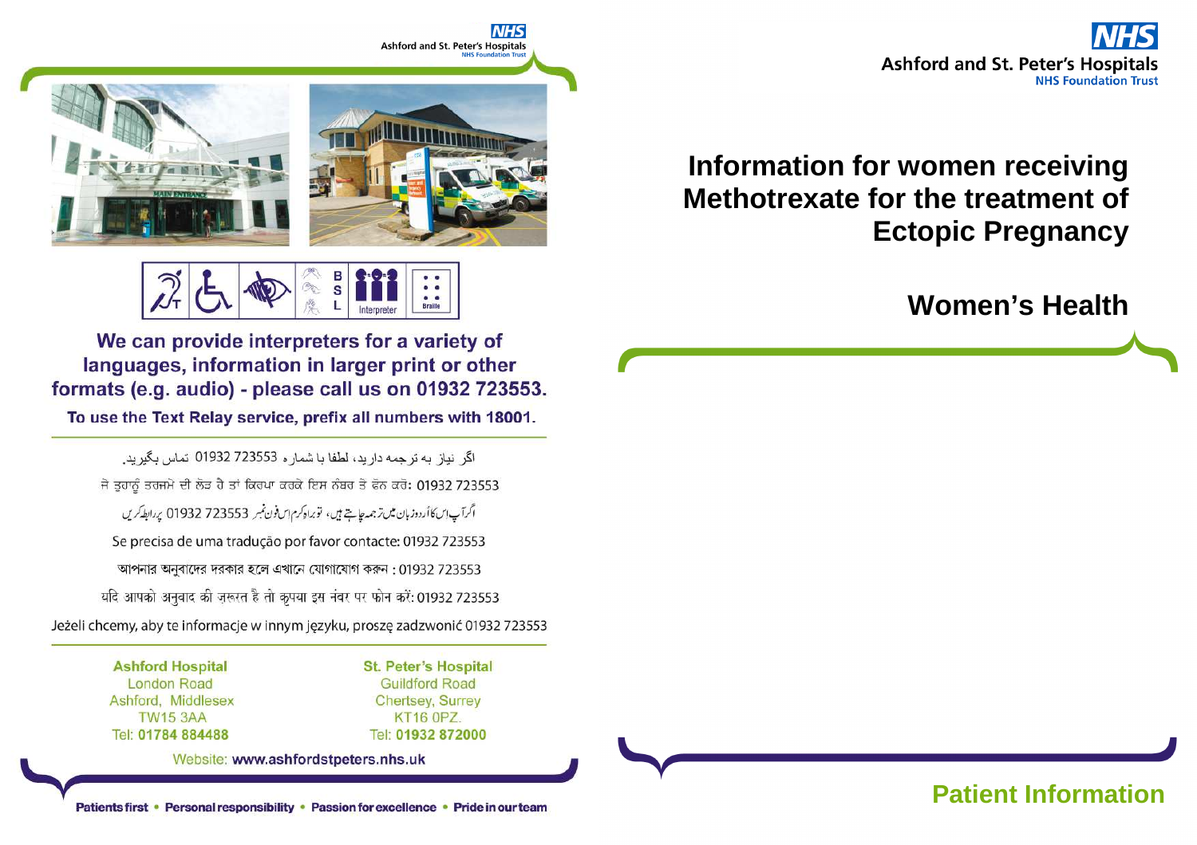Ashford and St. Peter's Hospitals
NHS Foundation Trust

# Information for women receiving Methotrexate for the treatment of Ectopic Pregnancy

## Women's Health

**Patient Information**

---

**We can provide interpreters for a variety of languages, information in larger print or other formats (e.g. audio) - please call us on 01932 723553.**

**To use the Text Relay service, prefix all numbers with 18001.**

اگر نیاز به ترجمه دارید، لطفا با شماره 01932 723553 تماس بگیرید.

ਜੇ ਤੁਹਾਨੂੰ ਤਰਜਮੇ ਦੀ ਲੋੜ ਹੈ ਤਾਂ ਕਿਰਪਾ ਕਰਕੇ ਇਸ ਨੰਬਰ ਤੇ ਫੋਨ ਕਰੋ: 01932 723553

اگر آپ اس کا اُردو زبان میں ترجمہ چاہتے ہیں، تو براہ کرم اس فون نمبر 01932 723553 پر رابطہ کریں

Se precisa de uma tradução por favor contacte: 01932 723553

আপনার অনুবাদের দরকার হলে এখানে যোগাযোগ করুন : 01932 723553

यदि आपको अनुवाद की ज़रूरत है तो कृपया इस नंबर पर फोन करें: 01932 723553

Jeżeli chcemy, aby te informacje w innym języku, proszę zadzwonić 01932 723553

**Ashford Hospital**
London Road
Ashford, Middlesex
TW15 3AA
Tel: **01784 884488**

**St. Peter's Hospital**
Guildford Road
Chertsey, Surrey
KT16 0PZ.
Tel: **01932 872000**

Website: **www.ashfordstpeters.nhs.uk**

**Patients first • Personal responsibility • Passion for excellence • Pride in our team**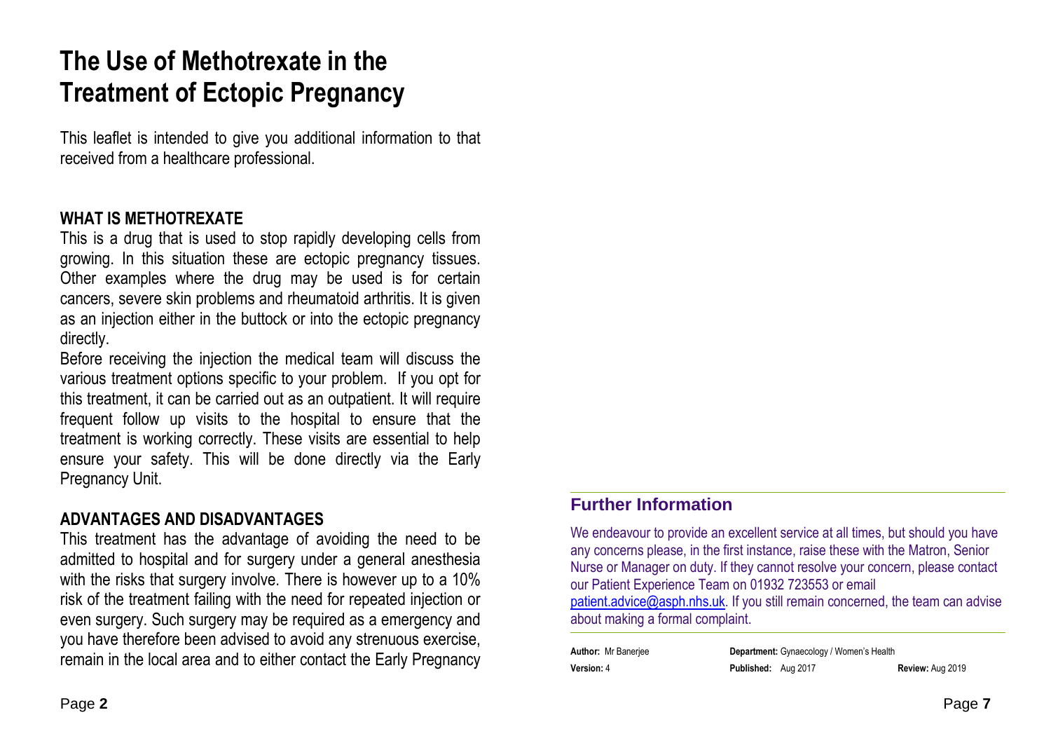# The Use of Methotrexate in the Treatment of Ectopic Pregnancy

This leaflet is intended to give you additional information to that received from a healthcare professional.

## WHAT IS METHOTREXATE

This is a drug that is used to stop rapidly developing cells from growing. In this situation these are ectopic pregnancy tissues. Other examples where the drug may be used is for certain cancers, severe skin problems and rheumatoid arthritis. It is given as an injection either in the buttock or into the ectopic pregnancy directly.

Before receiving the injection the medical team will discuss the various treatment options specific to your problem. If you opt for this treatment, it can be carried out as an outpatient. It will require frequent follow up visits to the hospital to ensure that the treatment is working correctly. These visits are essential to help ensure your safety. This will be done directly via the Early Pregnancy Unit.

## ADVANTAGES AND DISADVANTAGES

This treatment has the advantage of avoiding the need to be admitted to hospital and for surgery under a general anesthesia with the risks that surgery involve. There is however up to a 10% risk of the treatment failing with the need for repeated injection or even surgery. Such surgery may be required as a emergency and you have therefore been advised to avoid any strenuous exercise, remain in the local area and to either contact the Early Pregnancy

## Further Information

We endeavour to provide an excellent service at all times, but should you have any concerns please, in the first instance, raise these with the Matron, Senior Nurse or Manager on duty. If they cannot resolve your concern, please contact our Patient Experience Team on 01932 723553 or email patient.advice@asph.nhs.uk. If you still remain concerned, the team can advise about making a formal complaint.

| **Author:** Mr Banerjee | **Department:** Gynaecology / Women's Health | |
|---|---|---|
| **Version:** 4 | **Published:** Aug 2017 | **Review:** Aug 2019 |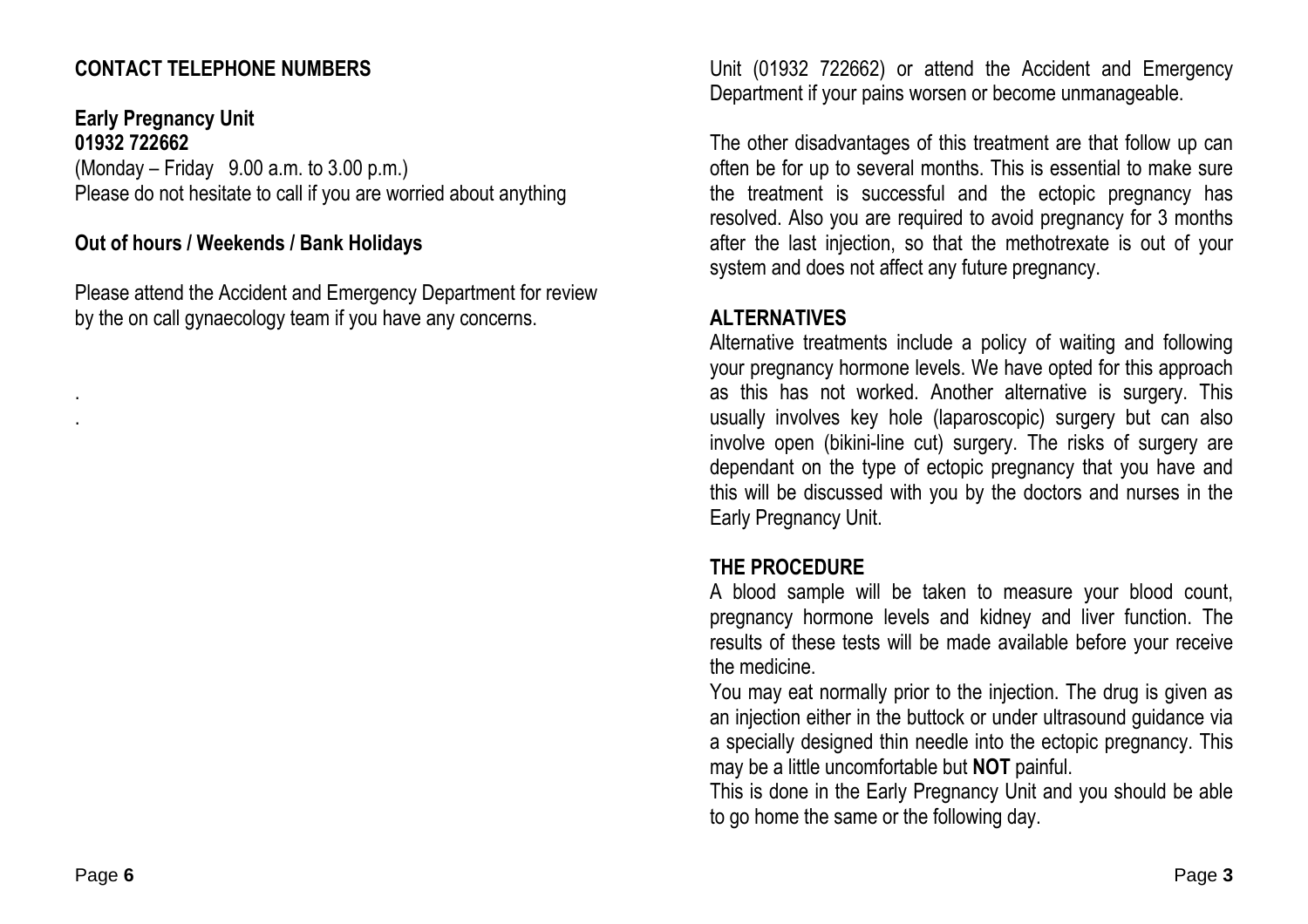## CONTACT TELEPHONE NUMBERS

**Early Pregnancy Unit**
**01932 722662**
(Monday – Friday 9.00 a.m. to 3.00 p.m.)
Please do not hesitate to call if you are worried about anything

**Out of hours / Weekends / Bank Holidays**

Please attend the Accident and Emergency Department for review by the on call gynaecology team if you have any concerns.

.
.

Unit (01932 722662) or attend the Accident and Emergency Department if your pains worsen or become unmanageable.

The other disadvantages of this treatment are that follow up can often be for up to several months. This is essential to make sure the treatment is successful and the ectopic pregnancy has resolved. Also you are required to avoid pregnancy for 3 months after the last injection, so that the methotrexate is out of your system and does not affect any future pregnancy.

## ALTERNATIVES

Alternative treatments include a policy of waiting and following your pregnancy hormone levels. We have opted for this approach as this has not worked. Another alternative is surgery. This usually involves key hole (laparoscopic) surgery but can also involve open (bikini-line cut) surgery. The risks of surgery are dependant on the type of ectopic pregnancy that you have and this will be discussed with you by the doctors and nurses in the Early Pregnancy Unit.

## THE PROCEDURE

A blood sample will be taken to measure your blood count, pregnancy hormone levels and kidney and liver function. The results of these tests will be made available before your receive the medicine.

You may eat normally prior to the injection. The drug is given as an injection either in the buttock or under ultrasound guidance via a specially designed thin needle into the ectopic pregnancy. This may be a little uncomfortable but **NOT** painful.

This is done in the Early Pregnancy Unit and you should be able to go home the same or the following day.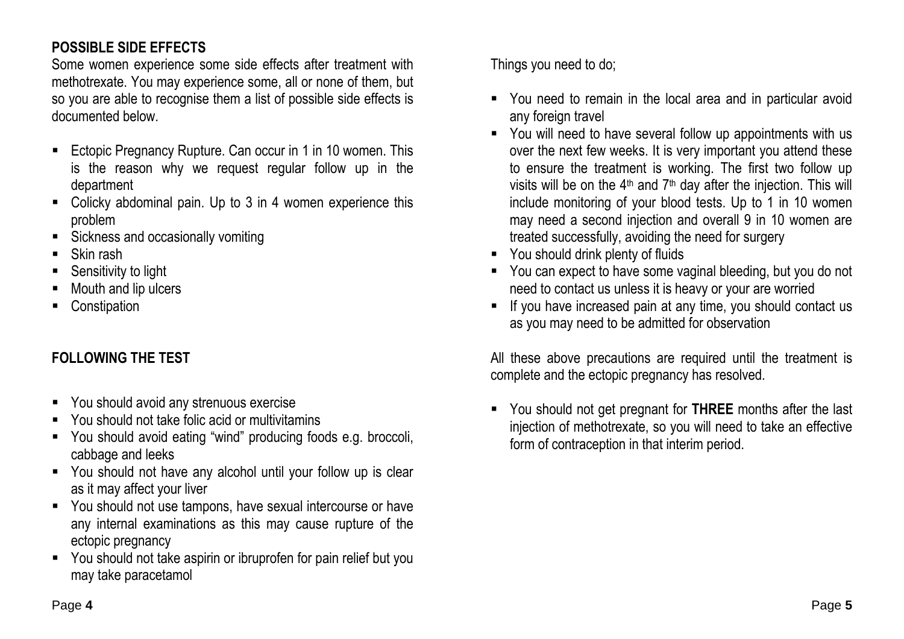## POSSIBLE SIDE EFFECTS

Some women experience some side effects after treatment with methotrexate. You may experience some, all or none of them, but so you are able to recognise them a list of possible side effects is documented below.

- Ectopic Pregnancy Rupture. Can occur in 1 in 10 women. This is the reason why we request regular follow up in the department
- Colicky abdominal pain. Up to 3 in 4 women experience this problem
- Sickness and occasionally vomiting
- Skin rash
- Sensitivity to light
- Mouth and lip ulcers
- Constipation

## FOLLOWING THE TEST

- You should avoid any strenuous exercise
- You should not take folic acid or multivitamins
- You should avoid eating "wind" producing foods e.g. broccoli, cabbage and leeks
- You should not have any alcohol until your follow up is clear as it may affect your liver
- You should not use tampons, have sexual intercourse or have any internal examinations as this may cause rupture of the ectopic pregnancy
- You should not take aspirin or ibruprofen for pain relief but you may take paracetamol

Things you need to do;

- You need to remain in the local area and in particular avoid any foreign travel
- You will need to have several follow up appointments with us over the next few weeks. It is very important you attend these to ensure the treatment is working. The first two follow up visits will be on the 4th and 7th day after the injection. This will include monitoring of your blood tests. Up to 1 in 10 women may need a second injection and overall 9 in 10 women are treated successfully, avoiding the need for surgery
- You should drink plenty of fluids
- You can expect to have some vaginal bleeding, but you do not need to contact us unless it is heavy or your are worried
- If you have increased pain at any time, you should contact us as you may need to be admitted for observation

All these above precautions are required until the treatment is complete and the ectopic pregnancy has resolved.

- You should not get pregnant for **THREE** months after the last injection of methotrexate, so you will need to take an effective form of contraception in that interim period.